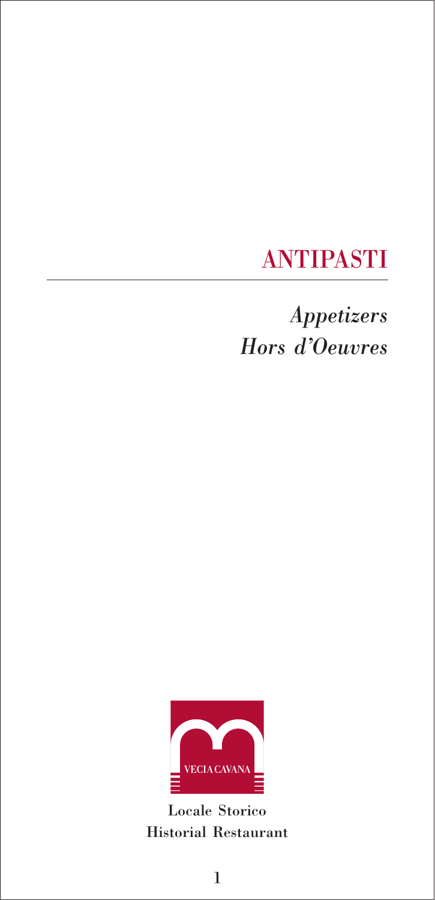# ANTIPASTI

*Appetizers*
*Hors d'Oeuvres*

VECIA CAVANA

Locale Storico
Historial Restaurant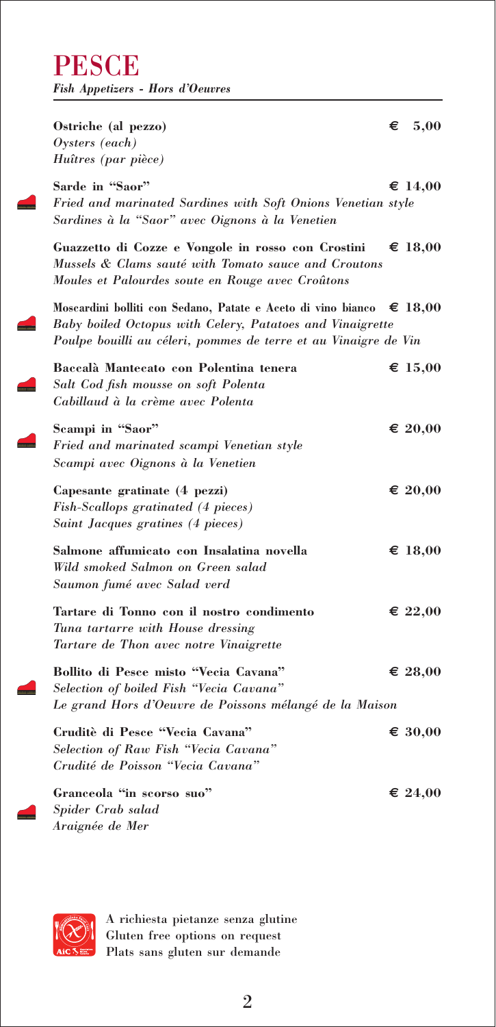# PESCE

***Fish Appetizers - Hors d'Oeuvres***

**Ostriche (al pezzo)** — € 5,00
*Oysters (each)*
*Huîtres (par pièce)*

**Sarde in "Saor"** — € 14,00
*Fried and marinated Sardines with Soft Onions Venetian style*
*Sardines à la "Saor" avec Oignons à la Venetien*

**Guazzetto di Cozze e Vongole in rosso con Crostini** — € 18,00
*Mussels & Clams sauté with Tomato sauce and Croutons*
*Moules et Palourdes soute en Rouge avec Croûtons*

**Moscardini bolliti con Sedano, Patate e Aceto di vino bianco** — € 18,00
*Baby boiled Octopus with Celery, Patatoes and Vinaigrette*
*Poulpe bouilli au céleri, pommes de terre et au Vinaigre de Vin*

**Baccalà Mantecato con Polentina tenera** — € 15,00
*Salt Cod fish mousse on soft Polenta*
*Cabillaud à la crème avec Polenta*

**Scampi in "Saor"** — € 20,00
*Fried and marinated scampi Venetian style*
*Scampi avec Oignons à la Venetien*

**Capesante gratinate (4 pezzi)** — € 20,00
*Fish-Scallops gratinated (4 pieces)*
*Saint Jacques gratines (4 pieces)*

**Salmone affumicato con Insalatina novella** — € 18,00
*Wild smoked Salmon on Green salad*
*Saumon fumé avec Salad verd*

**Tartare di Tonno con il nostro condimento** — € 22,00
*Tuna tartarre with House dressing*
*Tartare de Thon avec notre Vinaigrette*

**Bollito di Pesce misto "Vecia Cavana"** — € 28,00
*Selection of boiled Fish "Vecia Cavana"*
*Le grand Hors d'Oeuvre de Poissons mélangé de la Maison*

**Cruditè di Pesce "Vecia Cavana"** — € 30,00
*Selection of Raw Fish "Vecia Cavana"*
*Crudité de Poisson "Vecia Cavana"*

**Granceola "in scorso suo"** — € 24,00
*Spider Crab salad*
*Araignée de Mer*

A richiesta pietanze senza glutine
Gluten free options on request
Plats sans gluten sur demande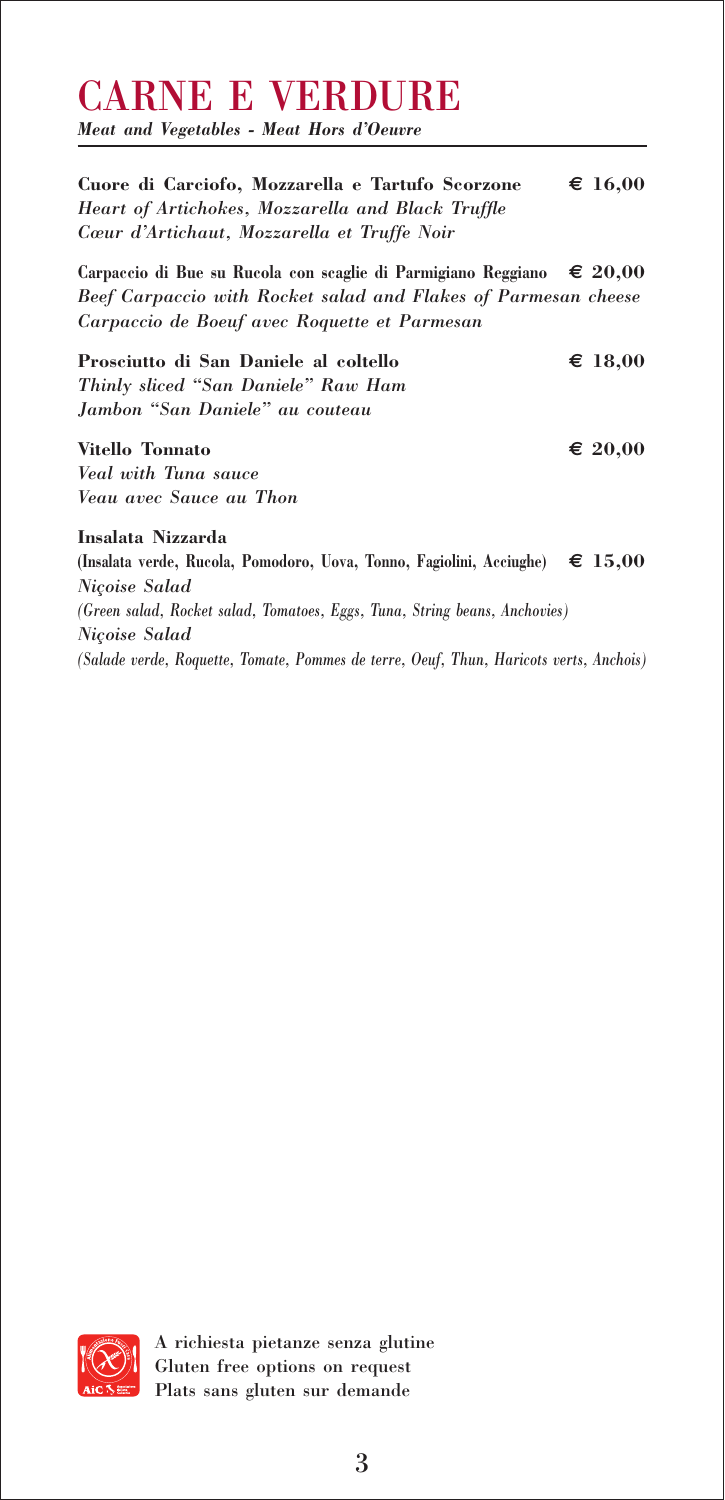# CARNE E VERDURE

***Meat and Vegetables - Meat Hors d'Oeuvre***

**Cuore di Carciofo, Mozzarella e Tartufo Scorzone** **€ 16,00**
*Heart of Artichokes, Mozzarella and Black Truffle*
*Cœur d'Artichaut, Mozzarella et Truffe Noir*

**Carpaccio di Bue su Rucola con scaglie di Parmigiano Reggiano** **€ 20,00**
*Beef Carpaccio with Rocket salad and Flakes of Parmesan cheese*
*Carpaccio de Boeuf avec Roquette et Parmesan*

**Prosciutto di San Daniele al coltello** **€ 18,00**
*Thinly sliced "San Daniele" Raw Ham*
*Jambon "San Daniele" au couteau*

**Vitello Tonnato** **€ 20,00**
*Veal with Tuna sauce*
*Veau avec Sauce au Thon*

**Insalata Nizzarda**
(Insalata verde, Rucola, Pomodoro, Uova, Tonno, Fagiolini, Acciughe) **€ 15,00**
*Niçoise Salad*
*(Green salad, Rocket salad, Tomatoes, Eggs, Tuna, String beans, Anchovies)*
*Niçoise Salad*
*(Salade verde, Roquette, Tomate, Pommes de terre, Oeuf, Thun, Haricots verts, Anchois)*

A richiesta pietanze senza glutine
Gluten free options on request
Plats sans gluten sur demande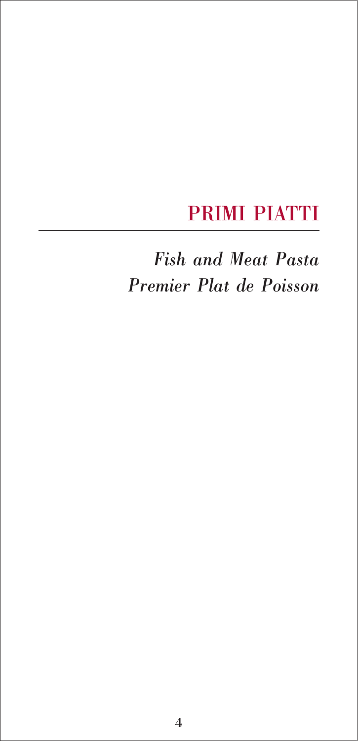# PRIMI PIATTI

---

*Fish and Meat Pasta*
*Premier Plat de Poisson*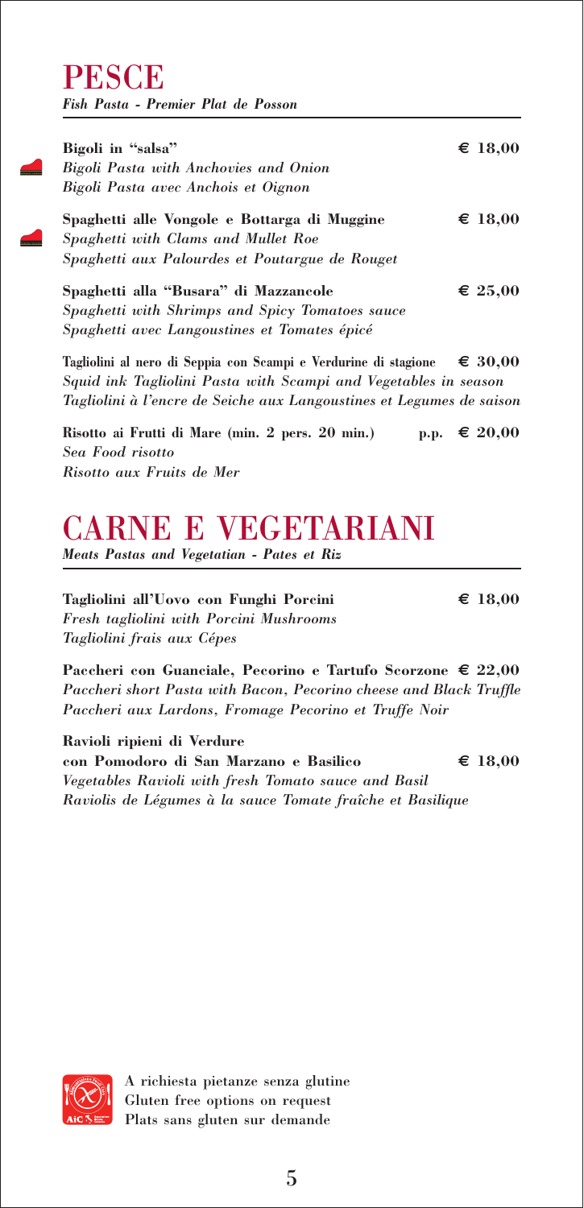# PESCE

***Fish Pasta - Premier Plat de Posson***

**Bigoli in "salsa"** **€ 18,00**
*Bigoli Pasta with Anchovies and Onion*
*Bigoli Pasta avec Anchois et Oignon*

**Spaghetti alle Vongole e Bottarga di Muggine** **€ 18,00**
*Spaghetti with Clams and Mullet Roe*
*Spaghetti aux Palourdes et Poutargue de Rouget*

**Spaghetti alla "Busara" di Mazzancole** **€ 25,00**
*Spaghetti with Shrimps and Spicy Tomatoes sauce*
*Spaghetti avec Langoustines et Tomates épicé*

**Tagliolini al nero di Seppia con Scampi e Verdurine di stagione** **€ 30,00**
*Squid ink Tagliolini Pasta with Scampi and Vegetables in season*
*Tagliolini à l'encre de Seiche aux Langoustines et Legumes de saison*

**Risotto ai Frutti di Mare (min. 2 pers. 20 min.)** **p.p. € 20,00**
*Sea Food risotto*
*Risotto aux Fruits de Mer*

# CARNE E VEGETARIANI

***Meats Pastas and Vegetatian - Pates et Riz***

**Tagliolini all'Uovo con Funghi Porcini** **€ 18,00**
*Fresh tagliolini with Porcini Mushrooms*
*Tagliolini frais aux Cépes*

**Paccheri con Guanciale, Pecorino e Tartufo Scorzone** **€ 22,00**
*Paccheri short Pasta with Bacon, Pecorino cheese and Black Truffle*
*Paccheri aux Lardons, Fromage Pecorino et Truffe Noir*

**Ravioli ripieni di Verdure**
**con Pomodoro di San Marzano e Basilico** **€ 18,00**
*Vegetables Ravioli with fresh Tomato sauce and Basil*
*Raviolis de Légumes à la sauce Tomate fraîche et Basilique*

A richiesta pietanze senza glutine
Gluten free options on request
Plats sans gluten sur demande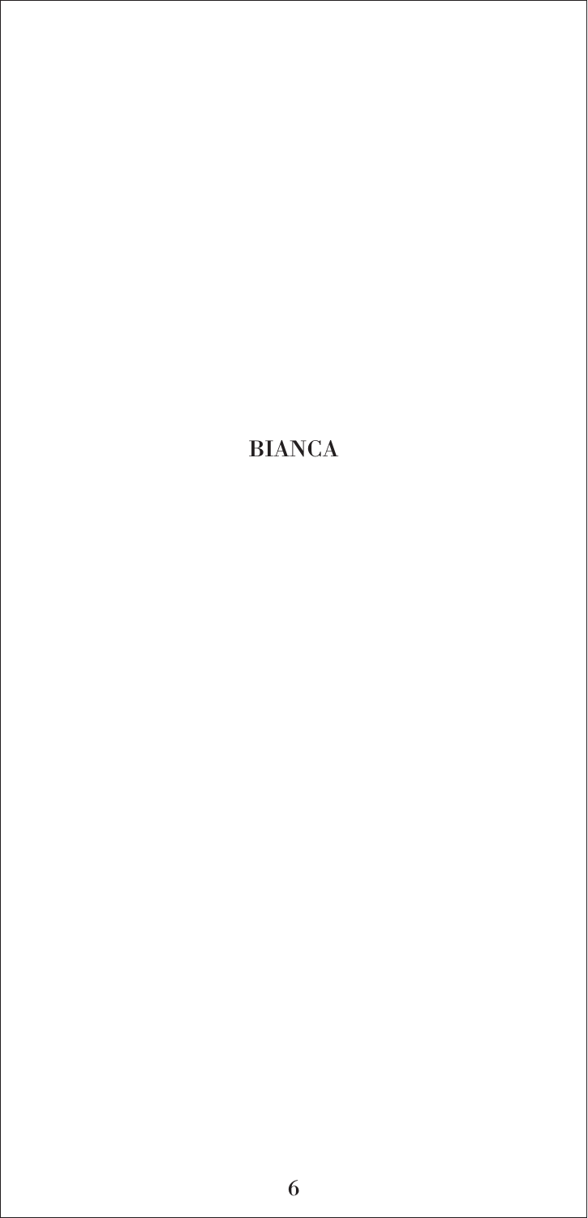BIANCA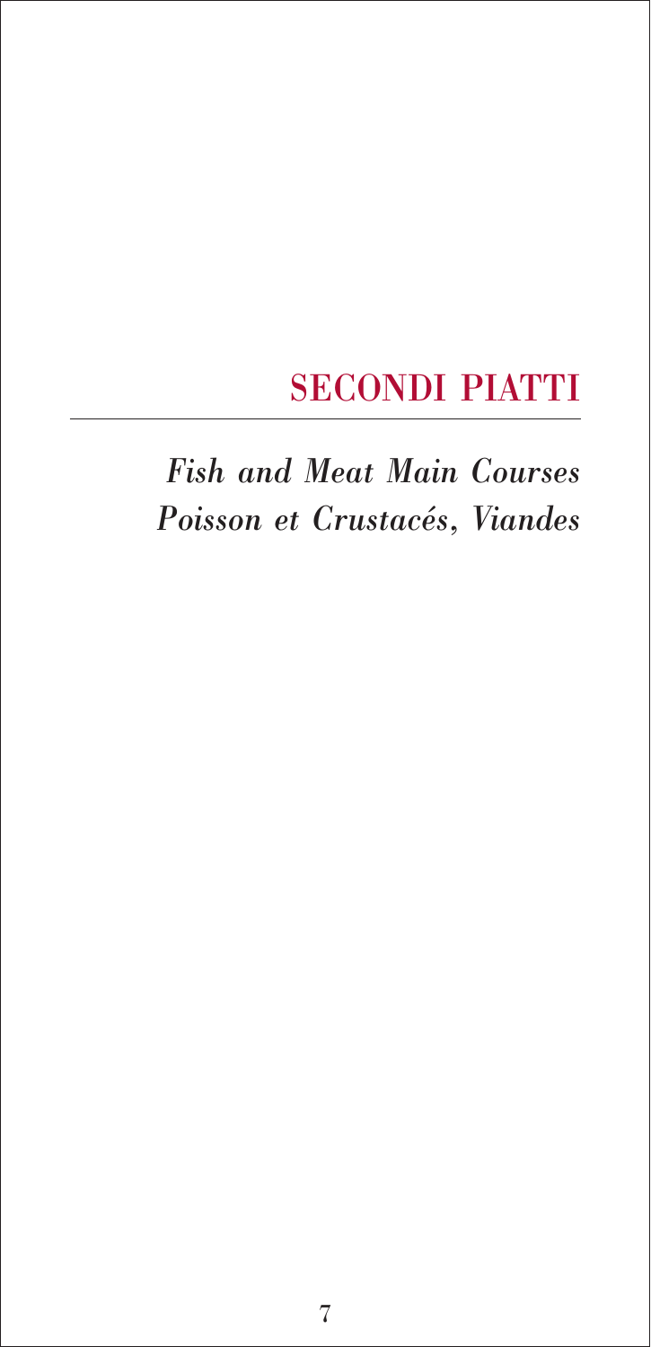# SECONDI PIATTI

*Fish and Meat Main Courses*
*Poisson et Crustacés, Viandes*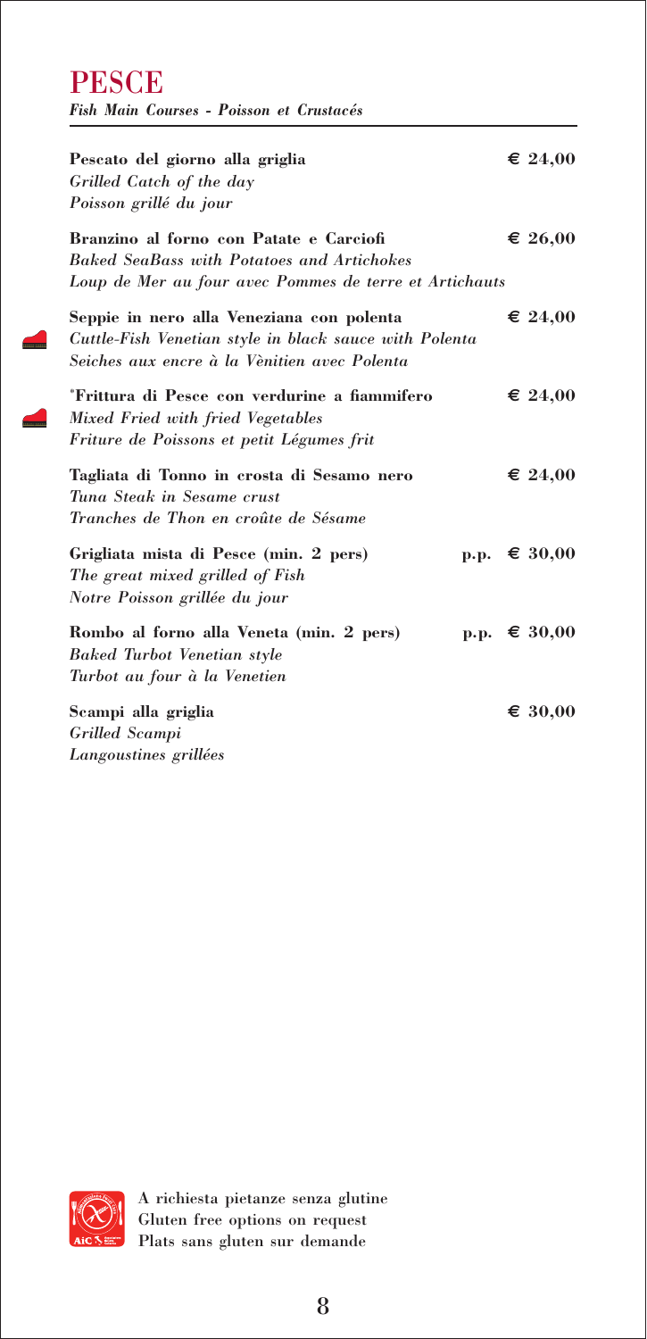## PESCE

***Fish Main Courses - Poisson et Crustacés***

**Pescato del giorno alla griglia** € 24,00
*Grilled Catch of the day*
*Poisson grillé du jour*

**Branzino al forno con Patate e Carciofi** € 26,00
*Baked SeaBass with Potatoes and Artichokes*
*Loup de Mer au four avec Pommes de terre et Artichauts*

**Seppie in nero alla Veneziana con polenta** € 24,00
*Cuttle-Fish Venetian style in black sauce with Polenta*
*Seiches aux encre à la Vènitien avec Polenta*

**\*Frittura di Pesce con verdurine a fiammifero** € 24,00
*Mixed Fried with fried Vegetables*
*Friture de Poissons et petit Légumes frit*

**Tagliata di Tonno in crosta di Sesamo nero** € 24,00
*Tuna Steak in Sesame crust*
*Tranches de Thon en croûte de Sésame*

**Grigliata mista di Pesce (min. 2 pers)** p.p. € 30,00
*The great mixed grilled of Fish*
*Notre Poisson grillée du jour*

**Rombo al forno alla Veneta (min. 2 pers)** p.p. € 30,00
*Baked Turbot Venetian style*
*Turbot au four à la Venetien*

**Scampi alla griglia** € 30,00
*Grilled Scampi*
*Langoustines grillées*

A richiesta pietanze senza glutine
Gluten free options on request
Plats sans gluten sur demande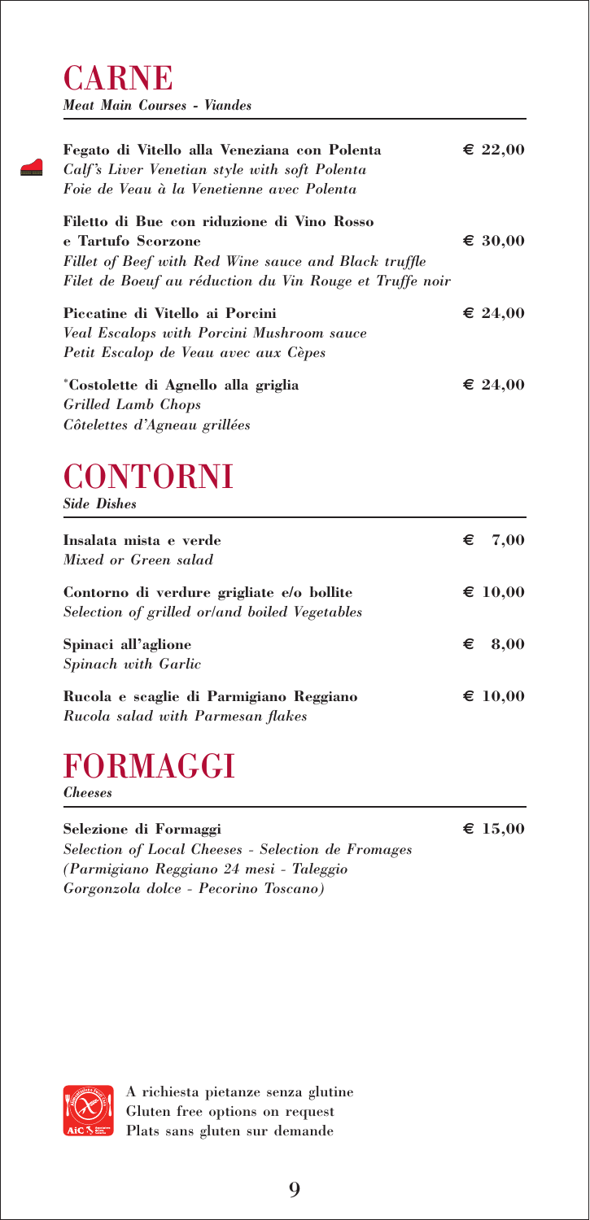# CARNE

*Meat Main Courses - Viandes*

**Fegato di Vitello alla Veneziana con Polenta** **€ 22,00**
*Calf's Liver Venetian style with soft Polenta*
*Foie de Veau à la Venetienne avec Polenta*

**Filetto di Bue con riduzione di Vino Rosso e Tartufo Scorzone** **€ 30,00**
*Fillet of Beef with Red Wine sauce and Black truffle*
*Filet de Boeuf au réduction du Vin Rouge et Truffe noir*

**Piccatine di Vitello ai Porcini** **€ 24,00**
*Veal Escalops with Porcini Mushroom sauce*
*Petit Escalop de Veau avec aux Cèpes*

**\*Costolette di Agnello alla griglia** **€ 24,00**
*Grilled Lamb Chops*
*Côtelettes d'Agneau grillées*

# CONTORNI

*Side Dishes*

**Insalata mista e verde** **€ 7,00**
*Mixed or Green salad*

**Contorno di verdure grigliate e/o bollite** **€ 10,00**
*Selection of grilled or/and boiled Vegetables*

**Spinaci all'aglione** **€ 8,00**
*Spinach with Garlic*

**Rucola e scaglie di Parmigiano Reggiano** **€ 10,00**
*Rucola salad with Parmesan flakes*

# FORMAGGI

*Cheeses*

**Selezione di Formaggi** **€ 15,00**
*Selection of Local Cheeses - Selection de Fromages*
*(Parmigiano Reggiano 24 mesi - Taleggio*
*Gorgonzola dolce - Pecorino Toscano)*

A richiesta pietanze senza glutine
Gluten free options on request
Plats sans gluten sur demande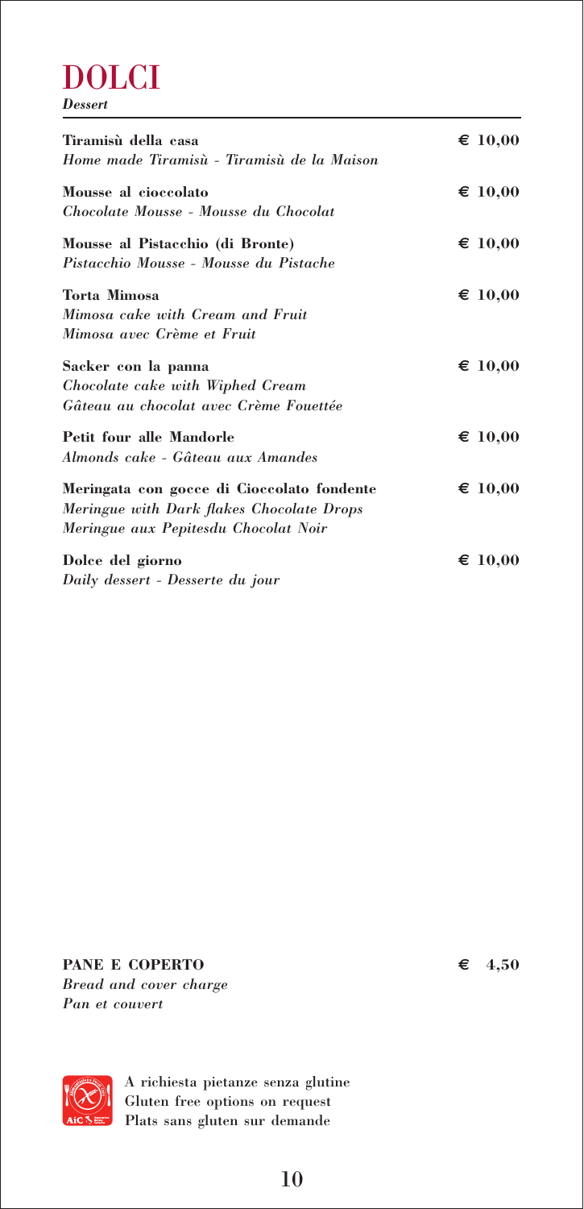# DOLCI

*Dessert*

**Tiramisù della casa** — € 10,00
*Home made Tiramisù - Tiramisù de la Maison*

**Mousse al cioccolato** — € 10,00
*Chocolate Mousse - Mousse du Chocolat*

**Mousse al Pistacchio (di Bronte)** — € 10,00
*Pistacchio Mousse - Mousse du Pistache*

**Torta Mimosa** — € 10,00
*Mimosa cake with Cream and Fruit*
*Mimosa avec Crème et Fruit*

**Sacker con la panna** — € 10,00
*Chocolate cake with Wiphed Cream*
*Gâteau au chocolat avec Crème Fouettée*

**Petit four alle Mandorle** — € 10,00
*Almonds cake - Gâteau aux Amandes*

**Meringata con gocce di Cioccolato fondente** — € 10,00
*Meringue with Dark flakes Chocolate Drops*
*Meringue aux Pepitesdu Chocolat Noir*

**Dolce del giorno** — € 10,00
*Daily dessert - Desserte du jour*

**PANE E COPERTO** — € 4,50
*Bread and cover charge*
*Pan et couvert*

A richiesta pietanze senza glutine
Gluten free options on request
Plats sans gluten sur demande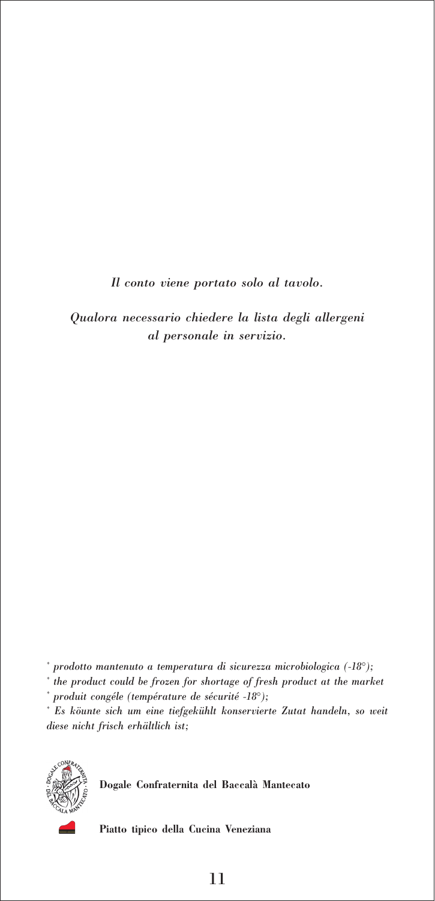*Il conto viene portato solo al tavolo.*

*Qualora necessario chiedere la lista degli allergeni al personale in servizio.*

\* *prodotto mantenuto a temperatura di sicurezza microbiologica (-18°);*

\* *the product could be frozen for shortage of fresh product at the market*

\* *produit congéle (température de sécurité -18°);*

\* *Es köunte sich um eine tiefgekühlt konservierte Zutat handeln, so weit diese nicht frisch erhältlich ist;*

**Dogale Confraternita del Baccalà Mantecato**

**Piatto tipico della Cucina Veneziana**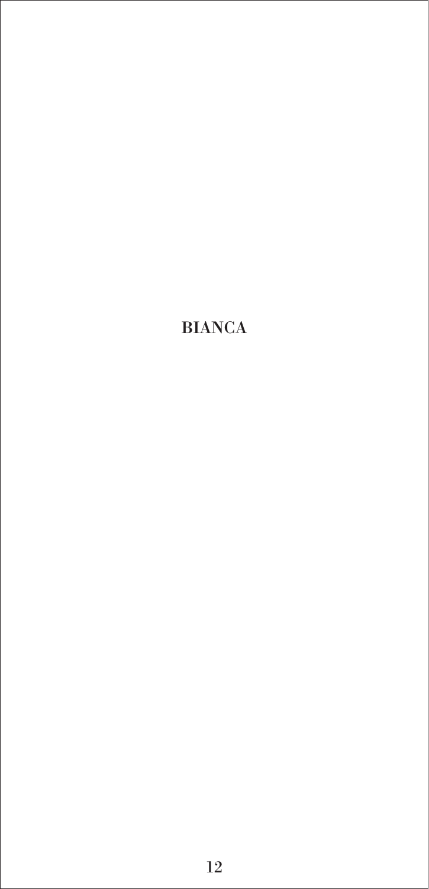BIANCA